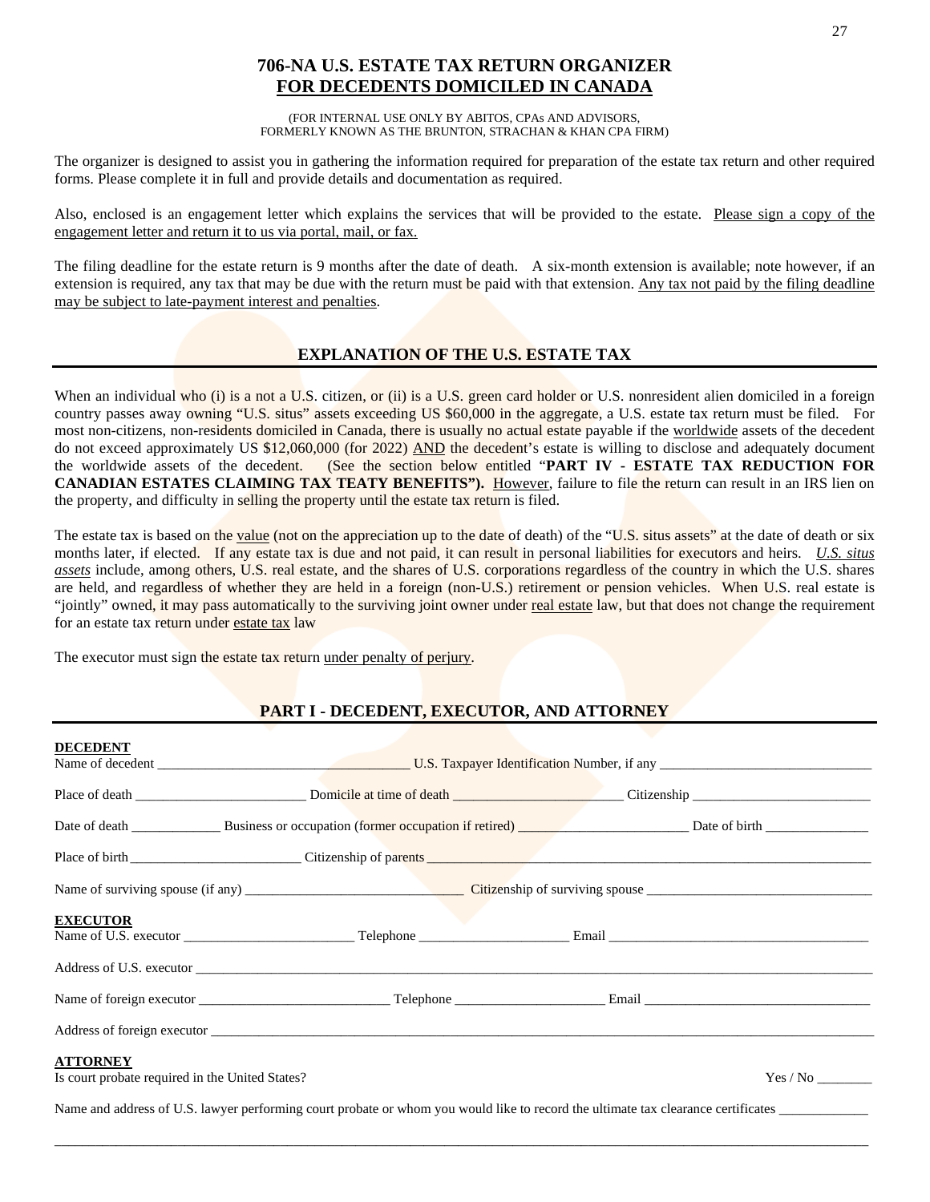# 706-NA U.S. ESTATE TAX RETURN ORGANIZER
# FOR DECEDENTS DOMICILED IN CANADA

(FOR INTERNAL USE ONLY BY ABITOS, CPAs AND ADVISORS,
FORMERLY KNOWN AS THE BRUNTON, STRACHAN & KHAN CPA FIRM)

The organizer is designed to assist you in gathering the information required for preparation of the estate tax return and other required forms. Please complete it in full and provide details and documentation as required.

Also, enclosed is an engagement letter which explains the services that will be provided to the estate. Please sign a copy of the engagement letter and return it to us via portal, mail, or fax.

The filing deadline for the estate return is 9 months after the date of death. A six-month extension is available; note however, if an extension is required, any tax that may be due with the return must be paid with that extension. Any tax not paid by the filing deadline may be subject to late-payment interest and penalties.

## EXPLANATION OF THE U.S. ESTATE TAX

When an individual who (i) is a not a U.S. citizen, or (ii) is a U.S. green card holder or U.S. nonresident alien domiciled in a foreign country passes away owning "U.S. situs" assets exceeding US $60,000 in the aggregate, a U.S. estate tax return must be filed. For most non-citizens, non-residents domiciled in Canada, there is usually no actual estate payable if the worldwide assets of the decedent do not exceed approximately US $12,060,000 (for 2022) AND the decedent's estate is willing to disclose and adequately document the worldwide assets of the decedent. (See the section below entitled "**PART IV - ESTATE TAX REDUCTION FOR CANADIAN ESTATES CLAIMING TAX TEATY BENEFITS").** However, failure to file the return can result in an IRS lien on the property, and difficulty in selling the property until the estate tax return is filed.

The estate tax is based on the value (not on the appreciation up to the date of death) of the "U.S. situs assets" at the date of death or six months later, if elected. If any estate tax is due and not paid, it can result in personal liabilities for executors and heirs. *U.S. situs assets* include, among others, U.S. real estate, and the shares of U.S. corporations regardless of the country in which the U.S. shares are held, and regardless of whether they are held in a foreign (non-U.S.) retirement or pension vehicles. When U.S. real estate is "jointly" owned, it may pass automatically to the surviving joint owner under real estate law, but that does not change the requirement for an estate tax return under estate tax law

The executor must sign the estate tax return under penalty of perjury.

## PART I - DECEDENT, EXECUTOR, AND ATTORNEY

**DECEDENT**

Name of decedent ____________________ U.S. Taxpayer Identification Number, if any ____________________

Place of death ____________________ Domicile at time of death ____________________ Citizenship ____________________

Date of death ____________ Business or occupation (former occupation if retired) ____________________ Date of birth ____________

Place of birth ____________________ Citizenship of parents ____________________

Name of surviving spouse (if any) ____________________ Citizenship of surviving spouse ____________________

**EXECUTOR**

Name of U.S. executor ____________________ Telephone ____________________ Email ____________________

Address of U.S. executor ____________________

Name of foreign executor ____________________ Telephone ____________________ Email ____________________

Address of foreign executor ____________________

**ATTORNEY**

Is court probate required in the United States? Yes / No ________

Name and address of U.S. lawyer performing court probate or whom you would like to record the ultimate tax clearance certificates ____________

____________________________________________________________________________________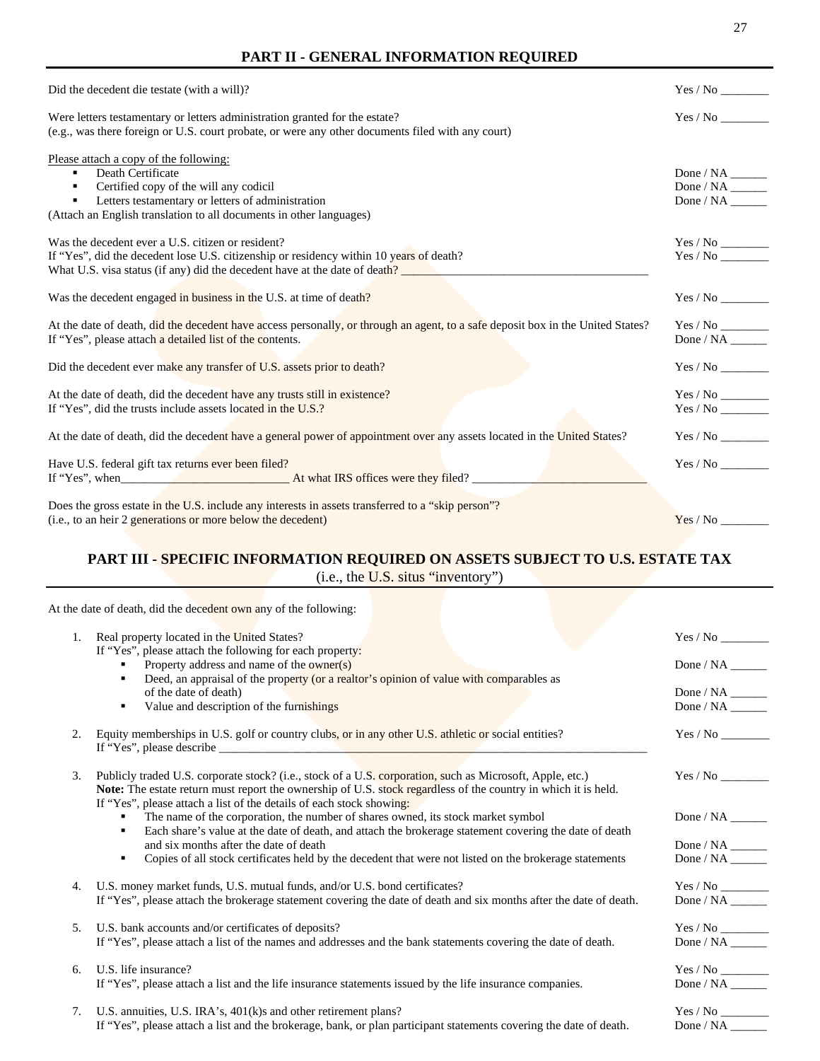## PART II - GENERAL INFORMATION REQUIRED

Did the decedent die testate (with a will)? Yes / No ________

Were letters testamentary or letters administration granted for the estate? Yes / No ________
(e.g., was there foreign or U.S. court probate, or were any other documents filed with any court)

Please attach a copy of the following:

- Death Certificate Done / NA ______
- Certified copy of the will any codicil Done / NA ______
- Letters testamentary or letters of administration Done / NA ______

(Attach an English translation to all documents in other languages)

Was the decedent ever a U.S. citizen or resident? Yes / No ________
If "Yes", did the decedent lose U.S. citizenship or residency within 10 years of death? Yes / No ________
What U.S. visa status (if any) did the decedent have at the date of death? ________________________________________

Was the decedent engaged in business in the U.S. at time of death? Yes / No ________

At the date of death, did the decedent have access personally, or through an agent, to a safe deposit box in the United States? Yes / No ________
If "Yes", please attach a detailed list of the contents. Done / NA ______

Did the decedent ever make any transfer of U.S. assets prior to death? Yes / No ________

At the date of death, did the decedent have any trusts still in existence? Yes / No ________
If "Yes", did the trusts include assets located in the U.S.? Yes / No ________

At the date of death, did the decedent have a general power of appointment over any assets located in the United States? Yes / No ________

Have U.S. federal gift tax returns ever been filed? Yes / No ________
If "Yes", when____________________________ At what IRS offices were they filed? _____________________________

Does the gross estate in the U.S. include any interests in assets transferred to a "skip person"?
(i.e., to an heir 2 generations or more below the decedent) Yes / No ________

## PART III - SPECIFIC INFORMATION REQUIRED ON ASSETS SUBJECT TO U.S. ESTATE TAX

(i.e., the U.S. situs "inventory")

At the date of death, did the decedent own any of the following:

1. Real property located in the United States? Yes / No ________
   If "Yes", please attach the following for each property:
   - Property address and name of the owner(s) Done / NA ______
   - Deed, an appraisal of the property (or a realtor's opinion of value with comparables as of the date of death) Done / NA ______
   - Value and description of the furnishings Done / NA ______

2. Equity memberships in U.S. golf or country clubs, or in any other U.S. athletic or social entities? Yes / No ________
   If "Yes", please describe ________________________________________________________________________

3. Publicly traded U.S. corporate stock? (i.e., stock of a U.S. corporation, such as Microsoft, Apple, etc.) Yes / No ________
   **Note:** The estate return must report the ownership of U.S. stock regardless of the country in which it is held.
   If "Yes", please attach a list of the details of each stock showing:
   - The name of the corporation, the number of shares owned, its stock market symbol Done / NA ______
   - Each share's value at the date of death, and attach the brokerage statement covering the date of death and six months after the date of death Done / NA ______
   - Copies of all stock certificates held by the decedent that were not listed on the brokerage statements Done / NA ______

4. U.S. money market funds, U.S. mutual funds, and/or U.S. bond certificates? Yes / No ________
   If "Yes", please attach the brokerage statement covering the date of death and six months after the date of death. Done / NA ______

5. U.S. bank accounts and/or certificates of deposits? Yes / No ________
   If "Yes", please attach a list of the names and addresses and the bank statements covering the date of death. Done / NA ______

6. U.S. life insurance? Yes / No ________
   If "Yes", please attach a list and the life insurance statements issued by the life insurance companies. Done / NA ______

7. U.S. annuities, U.S. IRA's, 401(k)s and other retirement plans? Yes / No ________
   If "Yes", please attach a list and the brokerage, bank, or plan participant statements covering the date of death. Done / NA ______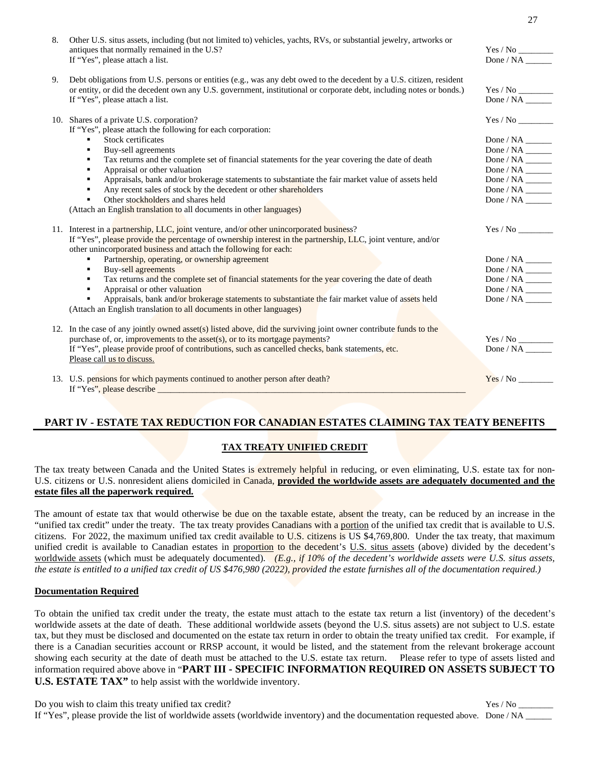8. Other U.S. situs assets, including (but not limited to) vehicles, yachts, RVs, or substantial jewelry, artworks or antiques that normally remained in the U.S? — Yes / No ________
   If "Yes", please attach a list. — Done / NA ______

9. Debt obligations from U.S. persons or entities (e.g., was any debt owed to the decedent by a U.S. citizen, resident or entity, or did the decedent own any U.S. government, institutional or corporate debt, including notes or bonds.) — Yes / No ________
   If "Yes", please attach a list. — Done / NA ______

10. Shares of a private U.S. corporation? — Yes / No ________
    If "Yes", please attach the following for each corporation:
    - Stock certificates — Done / NA ______
    - Buy-sell agreements — Done / NA ______
    - Tax returns and the complete set of financial statements for the year covering the date of death — Done / NA ______
    - Appraisal or other valuation — Done / NA ______
    - Appraisals, bank and/or brokerage statements to substantiate the fair market value of assets held — Done / NA ______
    - Any recent sales of stock by the decedent or other shareholders — Done / NA ______
    - Other stockholders and shares held — Done / NA ______

    (Attach an English translation to all documents in other languages)

11. Interest in a partnership, LLC, joint venture, and/or other unincorporated business? — Yes / No ________
    If "Yes", please provide the percentage of ownership interest in the partnership, LLC, joint venture, and/or other unincorporated business and attach the following for each:
    - Partnership, operating, or ownership agreement — Done / NA ______
    - Buy-sell agreements — Done / NA ______
    - Tax returns and the complete set of financial statements for the year covering the date of death — Done / NA ______
    - Appraisal or other valuation — Done / NA ______
    - Appraisals, bank and/or brokerage statements to substantiate the fair market value of assets held — Done / NA ______

    (Attach an English translation to all documents in other languages)

12. In the case of any jointly owned asset(s) listed above, did the surviving joint owner contribute funds to the purchase of, or, improvements to the asset(s), or to its mortgage payments? — Yes / No ________
    If "Yes", please provide proof of contributions, such as cancelled checks, bank statements, etc. — Done / NA ______
    Please call us to discuss.

13. U.S. pensions for which payments continued to another person after death? — Yes / No ________
    If "Yes", please describe ____________________________________________________________

## PART IV - ESTATE TAX REDUCTION FOR CANADIAN ESTATES CLAIMING TAX TEATY BENEFITS

### TAX TREATY UNIFIED CREDIT

The tax treaty between Canada and the United States is extremely helpful in reducing, or even eliminating, U.S. estate tax for non-U.S. citizens or U.S. nonresident aliens domiciled in Canada, **provided the worldwide assets are adequately documented and the estate files all the paperwork required.**

The amount of estate tax that would otherwise be due on the taxable estate, absent the treaty, can be reduced by an increase in the "unified tax credit" under the treaty. The tax treaty provides Canadians with a portion of the unified tax credit that is available to U.S. citizens. For 2022, the maximum unified tax credit available to U.S. citizens is US $4,769,800. Under the tax treaty, that maximum unified credit is available to Canadian estates in proportion to the decedent's U.S. situs assets (above) divided by the decedent's worldwide assets (which must be adequately documented). *(E.g., if 10% of the decedent's worldwide assets were U.S. situs assets, the estate is entitled to a unified tax credit of US $476,980 (2022), provided the estate furnishes all of the documentation required.)*

**Documentation Required**

To obtain the unified tax credit under the treaty, the estate must attach to the estate tax return a list (inventory) of the decedent's worldwide assets at the date of death. These additional worldwide assets (beyond the U.S. situs assets) are not subject to U.S. estate tax, but they must be disclosed and documented on the estate tax return in order to obtain the treaty unified tax credit. For example, if there is a Canadian securities account or RRSP account, it would be listed, and the statement from the relevant brokerage account showing each security at the date of death must be attached to the U.S. estate tax return. Please refer to type of assets listed and information required above above in "**PART III - SPECIFIC INFORMATION REQUIRED ON ASSETS SUBJECT TO U.S. ESTATE TAX"** to help assist with the worldwide inventory.

Do you wish to claim this treaty unified tax credit? — Yes / No ________
If "Yes", please provide the list of worldwide assets (worldwide inventory) and the documentation requested above. — Done / NA ______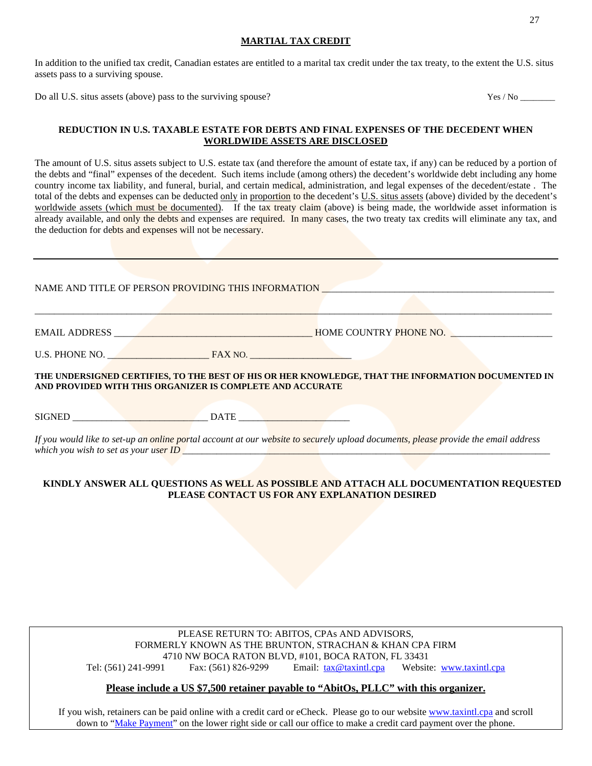## MARTIAL TAX CREDIT

In addition to the unified tax credit, Canadian estates are entitled to a marital tax credit under the tax treaty, to the extent the U.S. situs assets pass to a surviving spouse.

Do all U.S. situs assets (above) pass to the surviving spouse? Yes / No ________

### REDUCTION IN U.S. TAXABLE ESTATE FOR DEBTS AND FINAL EXPENSES OF THE DECEDENT WHEN WORLDWIDE ASSETS ARE DISCLOSED

The amount of U.S. situs assets subject to U.S. estate tax (and therefore the amount of estate tax, if any) can be reduced by a portion of the debts and "final" expenses of the decedent. Such items include (among others) the decedent's worldwide debt including any home country income tax liability, and funeral, burial, and certain medical, administration, and legal expenses of the decedent/estate . The total of the debts and expenses can be deducted only in proportion to the decedent's U.S. situs assets (above) divided by the decedent's worldwide assets (which must be documented). If the tax treaty claim (above) is being made, the worldwide asset information is already available, and only the debts and expenses are required. In many cases, the two treaty tax credits will eliminate any tax, and the deduction for debts and expenses will not be necessary.

---

NAME AND TITLE OF PERSON PROVIDING THIS INFORMATION ______________________________________________

______________________________________________________________________________________________

EMAIL ADDRESS ________________________________________ HOME COUNTRY PHONE NO. ____________________

U.S. PHONE NO. ____________________ FAX NO. ____________________

**THE UNDERSIGNED CERTIFIES, TO THE BEST OF HIS OR HER KNOWLEDGE, THAT THE INFORMATION DOCUMENTED IN AND PROVIDED WITH THIS ORGANIZER IS COMPLETE AND ACCURATE**

SIGNED ___________________________ DATE ______________________

*If you would like to set-up an online portal account at our website to securely upload documents, please provide the email address which you wish to set as your user ID* ______________________________________________________________

**KINDLY ANSWER ALL QUESTIONS AS WELL AS POSSIBLE AND ATTACH ALL DOCUMENTATION REQUESTED PLEASE CONTACT US FOR ANY EXPLANATION DESIRED**

PLEASE RETURN TO: ABITOS, CPAs AND ADVISORS,
FORMERLY KNOWN AS THE BRUNTON, STRACHAN & KHAN CPA FIRM
4710 NW BOCA RATON BLVD, #101, BOCA RATON, FL 33431
Tel: (561) 241-9991 Fax: (561) 826-9299 Email: tax@taxintl.cpa Website: www.taxintl.cpa

**Please include a US $7,500 retainer payable to "AbitOs, PLLC" with this organizer.**

If you wish, retainers can be paid online with a credit card or eCheck. Please go to our website www.taxintl.cpa and scroll down to "Make Payment" on the lower right side or call our office to make a credit card payment over the phone.